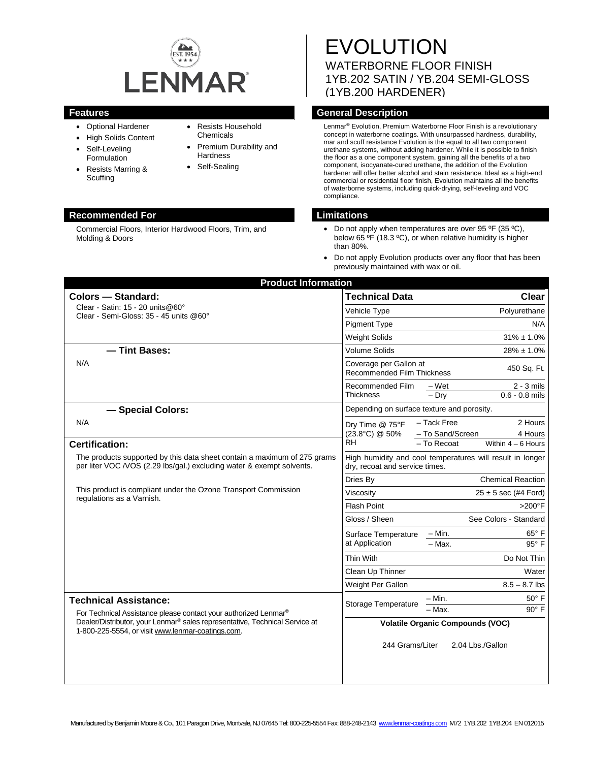LENMAR

EST. 1954

# EVOLUTION

WATERBORNE FLOOR FINISH
1YB.202 SATIN / YB.204 SEMI-GLOSS
(1YB.200 HARDENER)

## Features

- Optional Hardener
- High Solids Content
- Self-Leveling Formulation
- Resists Marring & Scuffing
- Resists Household Chemicals
- Premium Durability and Hardness
- Self-Sealing

## General Description

Lenmar® Evolution, Premium Waterborne Floor Finish is a revolutionary concept in waterborne coatings. With unsurpassed hardness, durability, mar and scuff resistance Evolution is the equal to all two component urethane systems, without adding hardener. While it is possible to finish the floor as a one component system, gaining all the benefits of a two component, isocyanate-cured urethane, the addition of the Evolution hardener will offer better alcohol and stain resistance. Ideal as a high-end commercial or residential floor finish, Evolution maintains all the benefits of waterborne systems, including quick-drying, self-leveling and VOC compliance.

## Recommended For

Commercial Floors, Interior Hardwood Floors, Trim, and Molding & Doors

## Limitations

- Do not apply when temperatures are over 95 ºF (35 ºC), below 65 ºF (18.3 ºC), or when relative humidity is higher than 80%.
- Do not apply Evolution products over any floor that has been previously maintained with wax or oil.

## Product Information

### Colors — Standard:

Clear - Satin: 15 - 20 units@60°
Clear - Semi-Gloss: 35 - 45 units @60°

### — Tint Bases:

N/A

### — Special Colors:

N/A

### Certification:

The products supported by this data sheet contain a maximum of 275 grams per liter VOC /VOS (2.29 lbs/gal.) excluding water & exempt solvents.

This product is compliant under the Ozone Transport Commission regulations as a Varnish.

### Technical Assistance:

For Technical Assistance please contact your authorized Lenmar® Dealer/Distributor, your Lenmar® sales representative, Technical Service at 1-800-225-5554, or visit www.lenmar-coatings.com.

| Technical Data | | Clear |
|---|---|---|
| Vehicle Type | | Polyurethane |
| Pigment Type | | N/A |
| Weight Solids | | 31% ± 1.0% |
| Volume Solids | | 28% ± 1.0% |
| Coverage per Gallon at Recommended Film Thickness | | 450 Sq. Ft. |
| Recommended Film Thickness | – Wet | 2 - 3 mils |
| | – Dry | 0.6 - 0.8 mils |
| Depending on surface texture and porosity. | | |
| Dry Time @ 75°F (23.8°C) @ 50% RH | – Tack Free | 2 Hours |
| | – To Sand/Screen | 4 Hours |
| | – To Recoat | Within 4 – 6 Hours |
| High humidity and cool temperatures will result in longer dry, recoat and service times. | | |
| Dries By | | Chemical Reaction |
| Viscosity | | 25 ± 5 sec (#4 Ford) |
| Flash Point | | >200°F |
| Gloss / Sheen | | See Colors - Standard |
| Surface Temperature at Application | – Min. | 65° F |
| | – Max. | 95° F |
| Thin With | | Do Not Thin |
| Clean Up Thinner | | Water |
| Weight Per Gallon | | 8.5 – 8.7 lbs |
| Storage Temperature | – Min. | 50° F |
| | – Max. | 90° F |

**Volatile Organic Compounds (VOC)**

244 Grams/Liter 2.04 Lbs./Gallon

Manufactured by Benjamin Moore & Co., 101 Paragon Drive, Montvale, NJ 07645 Tel: 800-225-5554 Fax: 888-248-2143 www.lenmar-coatings.com M72 1YB.202 1YB.204 EN 012015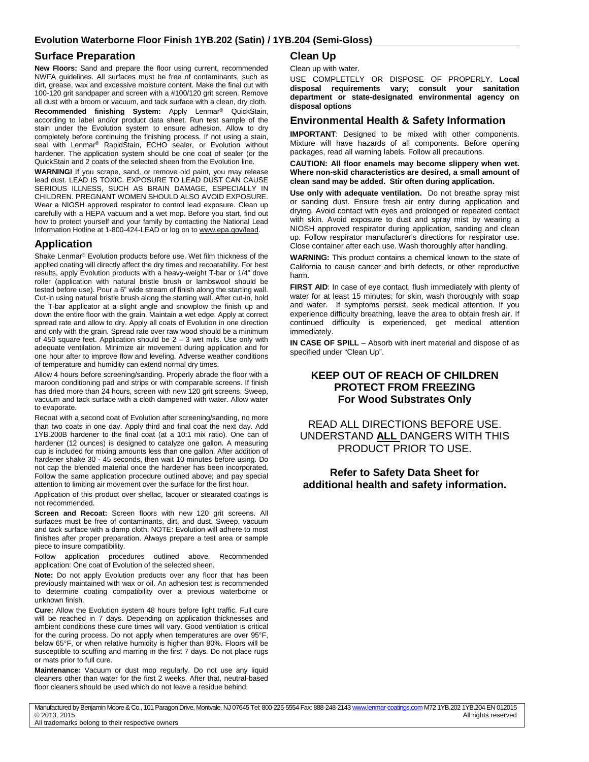# Evolution Waterborne Floor Finish 1YB.202 (Satin) / 1YB.204 (Semi-Gloss)

## Surface Preparation

**New Floors:** Sand and prepare the floor using current, recommended NWFA guidelines. All surfaces must be free of contaminants, such as dirt, grease, wax and excessive moisture content. Make the final cut with 100-120 grit sandpaper and screen with a #100/120 grit screen. Remove all dust with a broom or vacuum, and tack surface with a clean, dry cloth.

**Recommended finishing System:** Apply Lenmar® QuickStain, according to label and/or product data sheet. Run test sample of the stain under the Evolution system to ensure adhesion. Allow to dry completely before continuing the finishing process. If not using a stain, seal with Lenmar® RapidStain, ECHO sealer, or Evolution without hardener. The application system should be one coat of sealer (or the QuickStain and 2 coats of the selected sheen from the Evolution line.

**WARNING!** If you scrape, sand, or remove old paint, you may release lead dust. LEAD IS TOXIC. EXPOSURE TO LEAD DUST CAN CAUSE SERIOUS ILLNESS, SUCH AS BRAIN DAMAGE, ESPECIALLY IN CHILDREN. PREGNANT WOMEN SHOULD ALSO AVOID EXPOSURE. Wear a NIOSH approved respirator to control lead exposure. Clean up carefully with a HEPA vacuum and a wet mop. Before you start, find out how to protect yourself and your family by contacting the National Lead Information Hotline at 1-800-424-LEAD or log on to www.epa.gov/lead.

## Application

Shake Lenmar® Evolution products before use. Wet film thickness of the applied coating will directly affect the dry times and recoatability. For best results, apply Evolution products with a heavy-weight T-bar or 1/4" dove roller (application with natural bristle brush or lambswool should be tested before use). Pour a 6" wide stream of finish along the starting wall. Cut-in using natural bristle brush along the starting wall. After cut-in, hold the T-bar applicator at a slight angle and snowplow the finish up and down the entire floor with the grain. Maintain a wet edge. Apply at correct spread rate and allow to dry. Apply all coats of Evolution in one direction and only with the grain. Spread rate over raw wood should be a minimum of 450 square feet. Application should be 2 – 3 wet mils. Use only with adequate ventilation. Minimize air movement during application and for one hour after to improve flow and leveling. Adverse weather conditions of temperature and humidity can extend normal dry times.

Allow 4 hours before screening/sanding. Properly abrade the floor with a maroon conditioning pad and strips or with comparable screens. If finish has dried more than 24 hours, screen with new 120 grit screens. Sweep, vacuum and tack surface with a cloth dampened with water. Allow water to evaporate.

Recoat with a second coat of Evolution after screening/sanding, no more than two coats in one day. Apply third and final coat the next day. Add 1YB.200B hardener to the final coat (at a 10:1 mix ratio). One can of hardener (12 ounces) is designed to catalyze one gallon. A measuring cup is included for mixing amounts less than one gallon. After addition of hardener shake 30 - 45 seconds, then wait 10 minutes before using. Do not cap the blended material once the hardener has been incorporated. Follow the same application procedure outlined above; and pay special attention to limiting air movement over the surface for the first hour.

Application of this product over shellac, lacquer or stearated coatings is not recommended.

**Screen and Recoat:** Screen floors with new 120 grit screens. All surfaces must be free of contaminants, dirt, and dust. Sweep, vacuum and tack surface with a damp cloth. NOTE: Evolution will adhere to most finishes after proper preparation. Always prepare a test area or sample piece to insure compatibility.

Follow application procedures outlined above. Recommended application: One coat of Evolution of the selected sheen.

**Note:** Do not apply Evolution products over any floor that has been previously maintained with wax or oil. An adhesion test is recommended to determine coating compatibility over a previous waterborne or unknown finish.

**Cure:** Allow the Evolution system 48 hours before light traffic. Full cure will be reached in 7 days. Depending on application thicknesses and ambient conditions these cure times will vary. Good ventilation is critical for the curing process. Do not apply when temperatures are over 95°F, below 65°F, or when relative humidity is higher than 80%. Floors will be susceptible to scuffing and marring in the first 7 days. Do not place rugs or mats prior to full cure.

**Maintenance:** Vacuum or dust mop regularly. Do not use any liquid cleaners other than water for the first 2 weeks. After that, neutral-based floor cleaners should be used which do not leave a residue behind.

## Clean Up

Clean up with water.

USE COMPLETELY OR DISPOSE OF PROPERLY. **Local disposal requirements vary; consult your sanitation department or state-designated environmental agency on disposal options**

## Environmental Health & Safety Information

**IMPORTANT**: Designed to be mixed with other components. Mixture will have hazards of all components. Before opening packages, read all warning labels. Follow all precautions.

**CAUTION: All floor enamels may become slippery when wet. Where non-skid characteristics are desired, a small amount of clean sand may be added. Stir often during application.**

**Use only with adequate ventilation.** Do not breathe spray mist or sanding dust. Ensure fresh air entry during application and drying. Avoid contact with eyes and prolonged or repeated contact with skin. Avoid exposure to dust and spray mist by wearing a NIOSH approved respirator during application, sanding and clean up. Follow respirator manufacturer's directions for respirator use. Close container after each use. Wash thoroughly after handling.

**WARNING:** This product contains a chemical known to the state of California to cause cancer and birth defects, or other reproductive harm.

**FIRST AID**: In case of eye contact, flush immediately with plenty of water for at least 15 minutes; for skin, wash thoroughly with soap and water. If symptoms persist, seek medical attention. If you experience difficulty breathing, leave the area to obtain fresh air. If continued difficulty is experienced, get medical attention immediately.

**IN CASE OF SPILL** – Absorb with inert material and dispose of as specified under "Clean Up".

**KEEP OUT OF REACH OF CHILDREN**
**PROTECT FROM FREEZING**
**For Wood Substrates Only**

READ ALL DIRECTIONS BEFORE USE. UNDERSTAND **ALL** DANGERS WITH THIS PRODUCT PRIOR TO USE.

**Refer to Safety Data Sheet for additional health and safety information.**

Manufactured by Benjamin Moore & Co., 101 Paragon Drive, Montvale, NJ 07645 Tel: 800-225-5554 Fax: 888-248-2143 www.lenmar-coatings.com M72 1YB.202 1YB.204 EN 012015
© 2013, 2015 All rights reserved
All trademarks belong to their respective owners